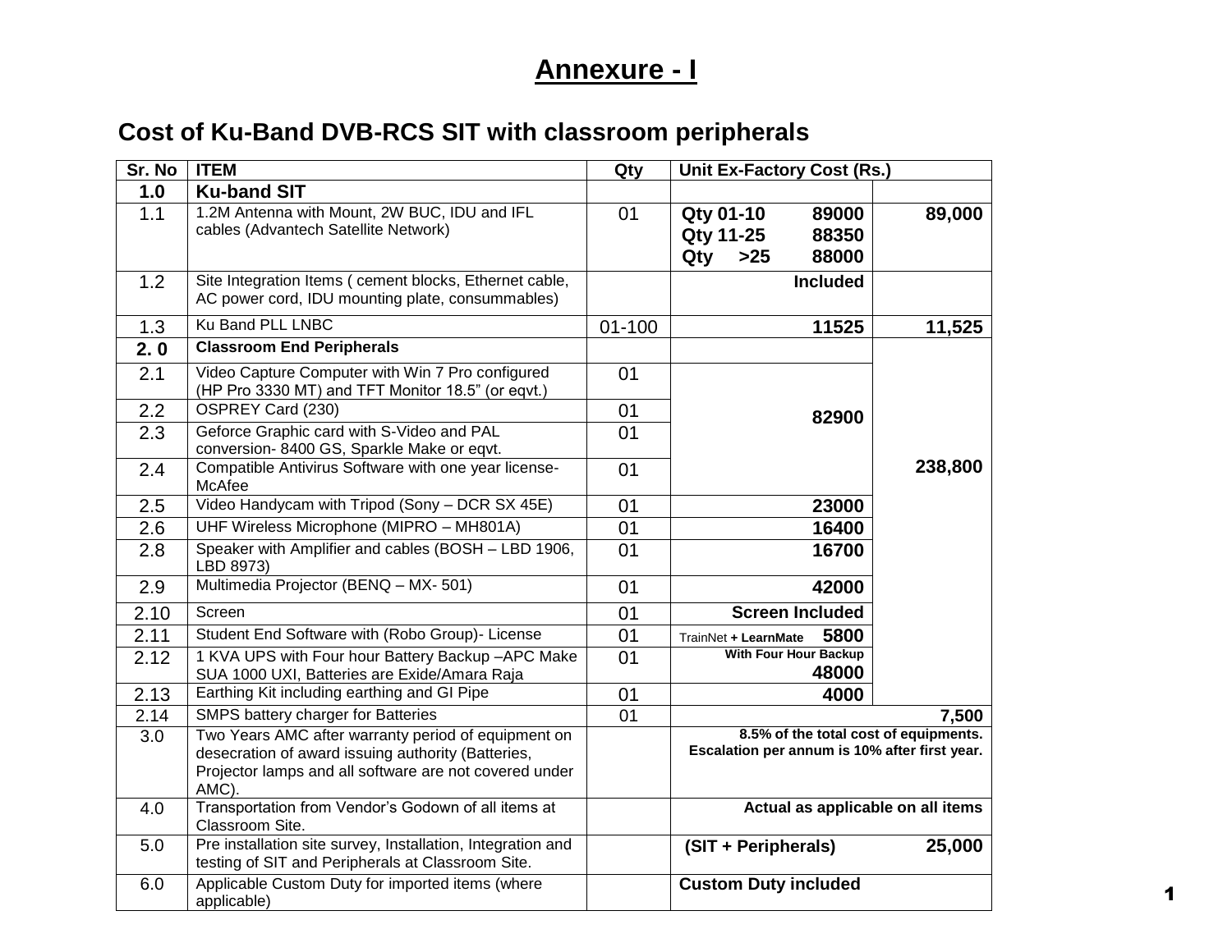# Annexure - I

## Cost of Ku-Band DVB-RCS SIT with classroom peripherals

| Sr. No | ITEM | Qty | Unit Ex-Factory Cost (Rs.) | |
|---|---|---|---|---|
| **1.0** | **Ku-band SIT** | | | |
| 1.1 | 1.2M Antenna with Mount, 2W BUC, IDU and IFL cables (Advantech Satellite Network) | 01 | **Qty 01-10 89000**<br>**Qty 11-25 88350**<br>**Qty >25 88000** | **89,000** |
| 1.2 | Site Integration Items ( cement blocks, Ethernet cable, AC power cord, IDU mounting plate, consummables) | | **Included** | |
| 1.3 | Ku Band PLL LNBC | 01-100 | **11525** | **11,525** |
| **2. 0** | **Classroom End Peripherals** | | | **238,800** |
| 2.1 | Video Capture Computer with Win 7 Pro configured (HP Pro 3330 MT) and TFT Monitor 18.5" (or eqvt.) | 01 | **82900** | |
| 2.2 | OSPREY Card (230) | 01 | | |
| 2.3 | Geforce Graphic card with S-Video and PAL conversion- 8400 GS, Sparkle Make or eqvt. | 01 | | |
| 2.4 | Compatible Antivirus Software with one year license- McAfee | 01 | | |
| 2.5 | Video Handycam with Tripod (Sony – DCR SX 45E) | 01 | **23000** | |
| 2.6 | UHF Wireless Microphone (MIPRO – MH801A) | 01 | **16400** | |
| 2.8 | Speaker with Amplifier and cables (BOSH – LBD 1906, LBD 8973) | 01 | **16700** | |
| 2.9 | Multimedia Projector (BENQ – MX- 501) | 01 | **42000** | |
| 2.10 | Screen | 01 | **Screen Included** | |
| 2.11 | Student End Software with (Robo Group)- License | 01 | TrainNet **+ LearnMate 5800** | |
| 2.12 | 1 KVA UPS with Four hour Battery Backup –APC Make SUA 1000 UXI, Batteries are Exide/Amara Raja | 01 | **With Four Hour Backup 48000** | |
| 2.13 | Earthing Kit including earthing and GI Pipe | 01 | **4000** | |
| 2.14 | SMPS battery charger for Batteries | 01 | | **7,500** |
| 3.0 | Two Years AMC after warranty period of equipment on desecration of award issuing authority (Batteries, Projector lamps and all software are not covered under AMC). | | **8.5% of the total cost of equipments. Escalation per annum is 10% after first year.** | |
| 4.0 | Transportation from Vendor's Godown of all items at Classroom Site. | | **Actual as applicable on all items** | |
| 5.0 | Pre installation site survey, Installation, Integration and testing of SIT and Peripherals at Classroom Site. | | **(SIT + Peripherals)** | **25,000** |
| 6.0 | Applicable Custom Duty for imported items (where applicable) | | **Custom Duty included** | |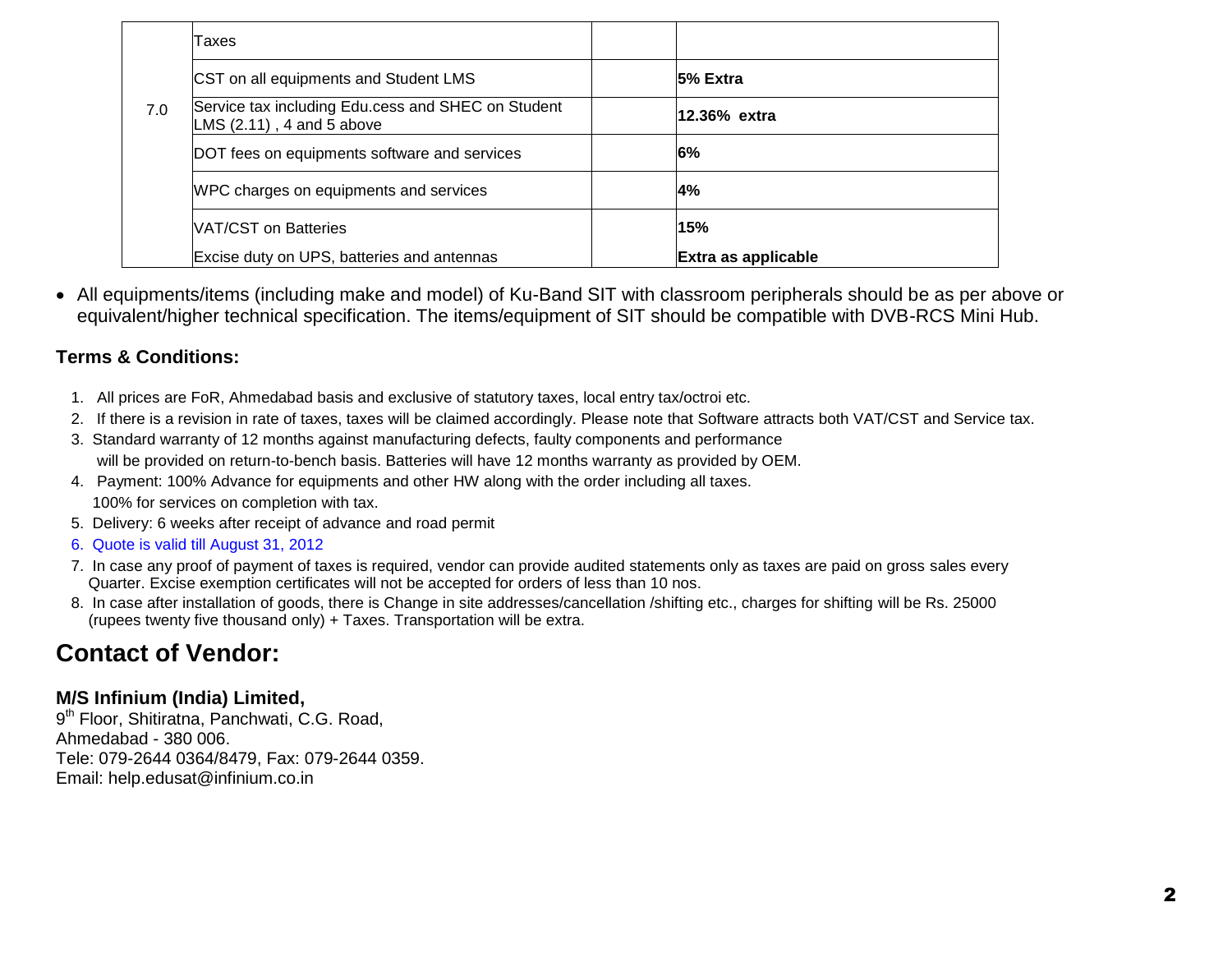| | | | |
|---|---|---|---|
| 7.0 | Taxes | | |
| | CST on all equipments and Student LMS | | **5% Extra** |
| | Service tax including Edu.cess and SHEC on Student LMS (2.11) , 4 and 5 above | | **12.36% extra** |
| | DOT fees on equipments software and services | | **6%** |
| | WPC charges on equipments and services | | **4%** |
| | VAT/CST on Batteries<br>Excise duty on UPS, batteries and antennas | | **15%**<br>**Extra as applicable** |

- All equipments/items (including make and model) of Ku-Band SIT with classroom peripherals should be as per above or equivalent/higher technical specification. The items/equipment of SIT should be compatible with DVB-RCS Mini Hub.

### Terms & Conditions:

1. All prices are FoR, Ahmedabad basis and exclusive of statutory taxes, local entry tax/octroi etc.
2. If there is a revision in rate of taxes, taxes will be claimed accordingly. Please note that Software attracts both VAT/CST and Service tax.
3. Standard warranty of 12 months against manufacturing defects, faulty components and performance will be provided on return-to-bench basis. Batteries will have 12 months warranty as provided by OEM.
4. Payment: 100% Advance for equipments and other HW along with the order including all taxes. 100% for services on completion with tax.
5. Delivery: 6 weeks after receipt of advance and road permit
6. Quote is valid till August 31, 2012
7. In case any proof of payment of taxes is required, vendor can provide audited statements only as taxes are paid on gross sales every Quarter. Excise exemption certificates will not be accepted for orders of less than 10 nos.
8. In case after installation of goods, there is Change in site addresses/cancellation /shifting etc., charges for shifting will be Rs. 25000 (rupees twenty five thousand only) + Taxes. Transportation will be extra.

## Contact of Vendor:

**M/S Infinium (India) Limited,**
9th Floor, Shitiratna, Panchwati, C.G. Road,
Ahmedabad - 380 006.
Tele: 079-2644 0364/8479, Fax: 079-2644 0359.
Email: help.edusat@infinium.co.in